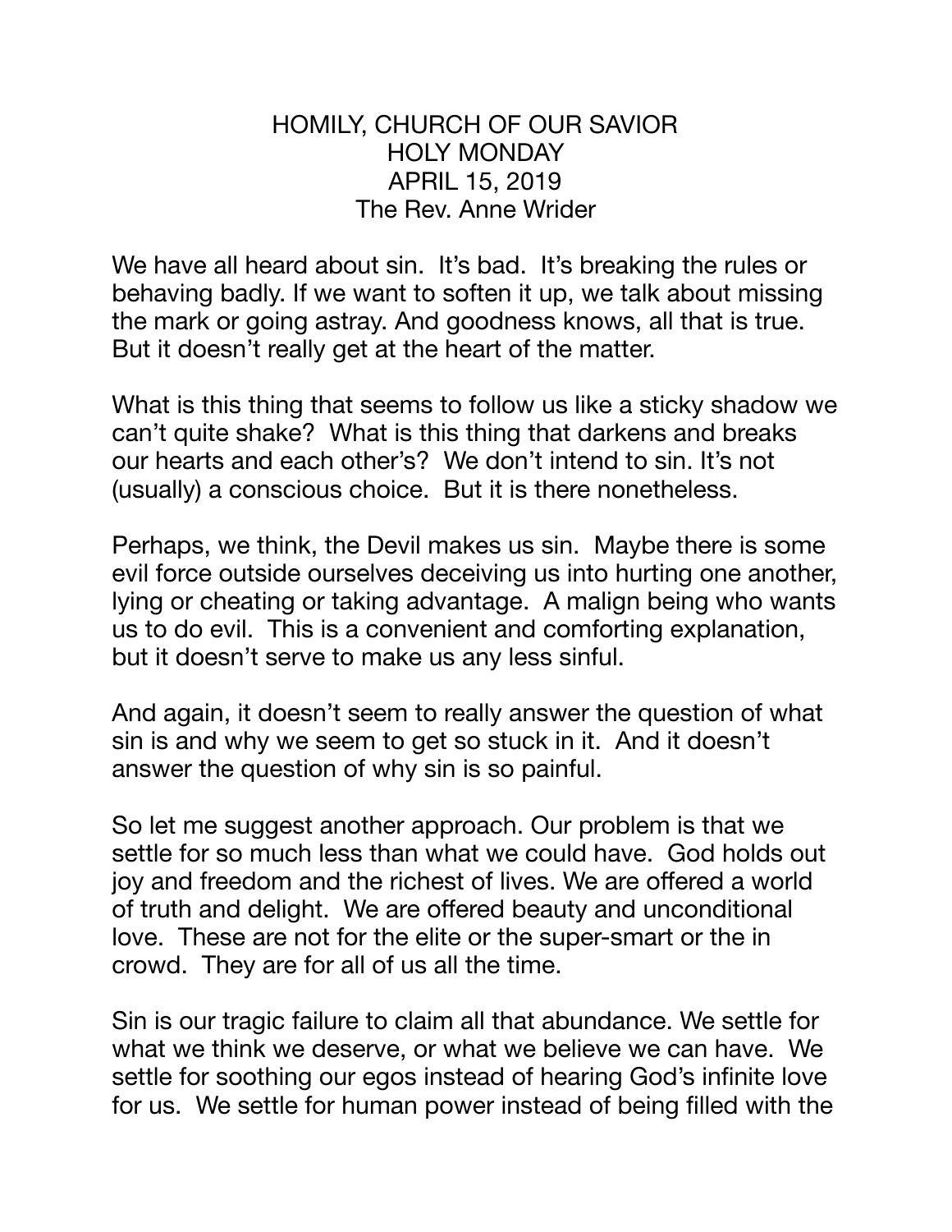# HOMILY, CHURCH OF OUR SAVIOR
## HOLY MONDAY
## APRIL 15, 2019
### The Rev. Anne Wrider

We have all heard about sin. It's bad. It's breaking the rules or behaving badly. If we want to soften it up, we talk about missing the mark or going astray. And goodness knows, all that is true. But it doesn't really get at the heart of the matter.

What is this thing that seems to follow us like a sticky shadow we can't quite shake? What is this thing that darkens and breaks our hearts and each other's? We don't intend to sin. It's not (usually) a conscious choice. But it is there nonetheless.

Perhaps, we think, the Devil makes us sin. Maybe there is some evil force outside ourselves deceiving us into hurting one another, lying or cheating or taking advantage. A malign being who wants us to do evil. This is a convenient and comforting explanation, but it doesn't serve to make us any less sinful.

And again, it doesn't seem to really answer the question of what sin is and why we seem to get so stuck in it. And it doesn't answer the question of why sin is so painful.

So let me suggest another approach. Our problem is that we settle for so much less than what we could have. God holds out joy and freedom and the richest of lives. We are offered a world of truth and delight. We are offered beauty and unconditional love. These are not for the elite or the super-smart or the in crowd. They are for all of us all the time.

Sin is our tragic failure to claim all that abundance. We settle for what we think we deserve, or what we believe we can have. We settle for soothing our egos instead of hearing God's infinite love for us. We settle for human power instead of being filled with the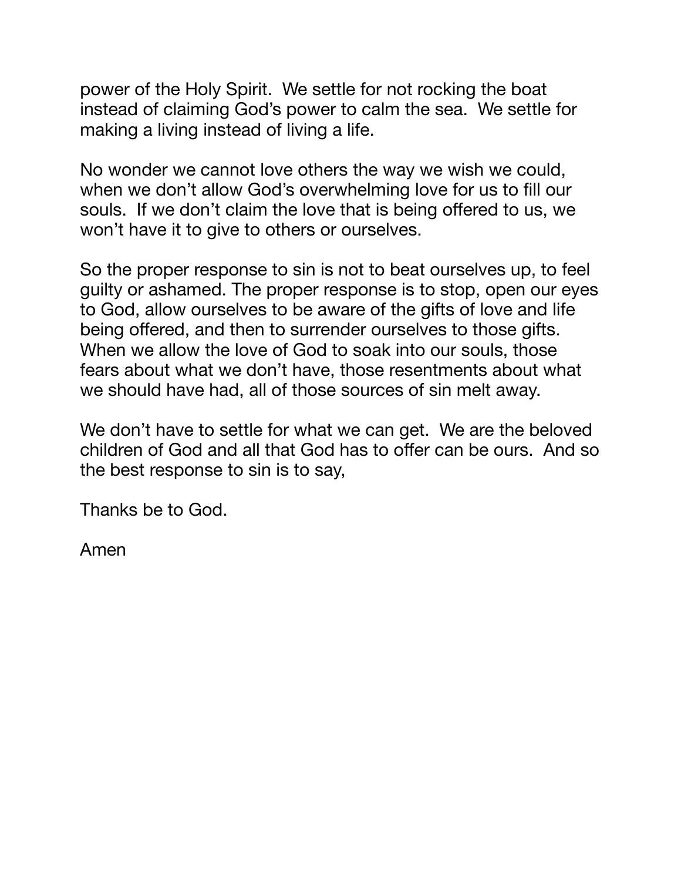power of the Holy Spirit. We settle for not rocking the boat instead of claiming God's power to calm the sea. We settle for making a living instead of living a life.

No wonder we cannot love others the way we wish we could, when we don't allow God's overwhelming love for us to fill our souls. If we don't claim the love that is being offered to us, we won't have it to give to others or ourselves.

So the proper response to sin is not to beat ourselves up, to feel guilty or ashamed. The proper response is to stop, open our eyes to God, allow ourselves to be aware of the gifts of love and life being offered, and then to surrender ourselves to those gifts. When we allow the love of God to soak into our souls, those fears about what we don't have, those resentments about what we should have had, all of those sources of sin melt away.

We don't have to settle for what we can get. We are the beloved children of God and all that God has to offer can be ours. And so the best response to sin is to say,

Thanks be to God.

Amen